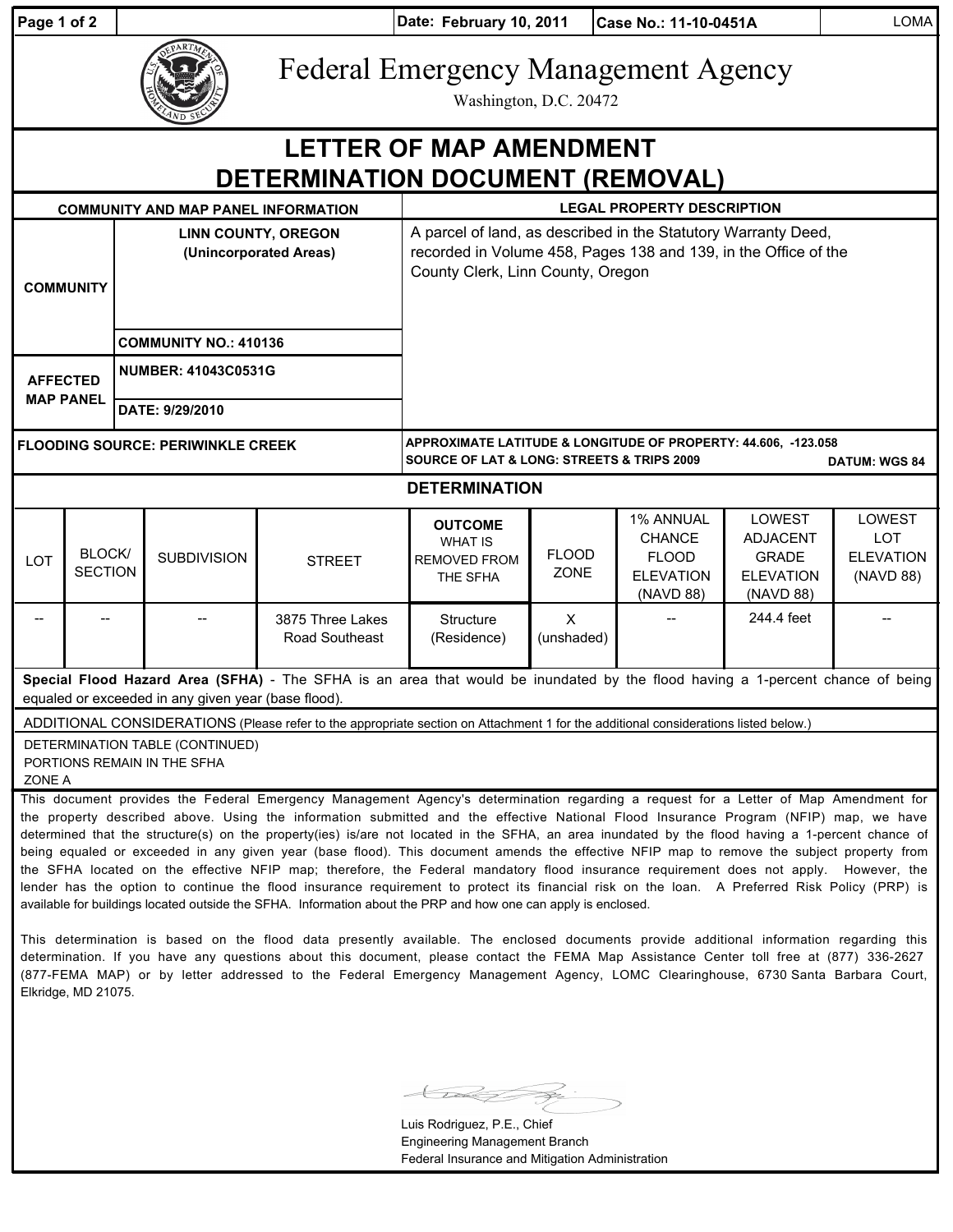Date: February 10, 2011 | Case No.: 11-10-0451A | LOMA

# Federal Emergency Management Agency

Washington, D.C. 20472

## LETTER OF MAP AMENDMENT DETERMINATION DOCUMENT (REMOVAL)

| COMMUNITY AND MAP PANEL INFORMATION | | LEGAL PROPERTY DESCRIPTION |
|---|---|---|
| COMMUNITY | LINN COUNTY, OREGON (Unincorporated Areas) | A parcel of land, as described in the Statutory Warranty Deed, recorded in Volume 458, Pages 138 and 139, in the Office of the County Clerk, Linn County, Oregon |
| | COMMUNITY NO.: 410136 | |
| AFFECTED MAP PANEL | NUMBER: 41043C0531G | |
| | DATE: 9/29/2010 | |

**FLOODING SOURCE: PERIWINKLE CREEK**

**APPROXIMATE LATITUDE & LONGITUDE OF PROPERTY: 44.606, -123.058**
**SOURCE OF LAT & LONG: STREETS & TRIPS 2009** **DATUM: WGS 84**

### DETERMINATION

| LOT | BLOCK/ SECTION | SUBDIVISION | STREET | OUTCOME WHAT IS REMOVED FROM THE SFHA | FLOOD ZONE | 1% ANNUAL CHANCE FLOOD ELEVATION (NAVD 88) | LOWEST ADJACENT GRADE ELEVATION (NAVD 88) | LOWEST LOT ELEVATION (NAVD 88) |
|---|---|---|---|---|---|---|---|---|
| -- | -- | -- | 3875 Three Lakes Road Southeast | Structure (Residence) | X (unshaded) | -- | 244.4 feet | -- |

**Special Flood Hazard Area (SFHA)** - The SFHA is an area that would be inundated by the flood having a 1-percent chance of being equaled or exceeded in any given year (base flood).

ADDITIONAL CONSIDERATIONS (Please refer to the appropriate section on Attachment 1 for the additional considerations listed below.)

DETERMINATION TABLE (CONTINUED)
PORTIONS REMAIN IN THE SFHA
ZONE A

This document provides the Federal Emergency Management Agency's determination regarding a request for a Letter of Map Amendment for the property described above. Using the information submitted and the effective National Flood Insurance Program (NFIP) map, we have determined that the structure(s) on the property(ies) is/are not located in the SFHA, an area inundated by the flood having a 1-percent chance of being equaled or exceeded in any given year (base flood). This document amends the effective NFIP map to remove the subject property from the SFHA located on the effective NFIP map; therefore, the Federal mandatory flood insurance requirement does not apply. However, the lender has the option to continue the flood insurance requirement to protect its financial risk on the loan. A Preferred Risk Policy (PRP) is available for buildings located outside the SFHA. Information about the PRP and how one can apply is enclosed.

This determination is based on the flood data presently available. The enclosed documents provide additional information regarding this determination. If you have any questions about this document, please contact the FEMA Map Assistance Center toll free at (877) 336-2627 (877-FEMA MAP) or by letter addressed to the Federal Emergency Management Agency, LOMC Clearinghouse, 6730 Santa Barbara Court, Elkridge, MD 21075.

Luis Rodriguez, P.E., Chief
Engineering Management Branch
Federal Insurance and Mitigation Administration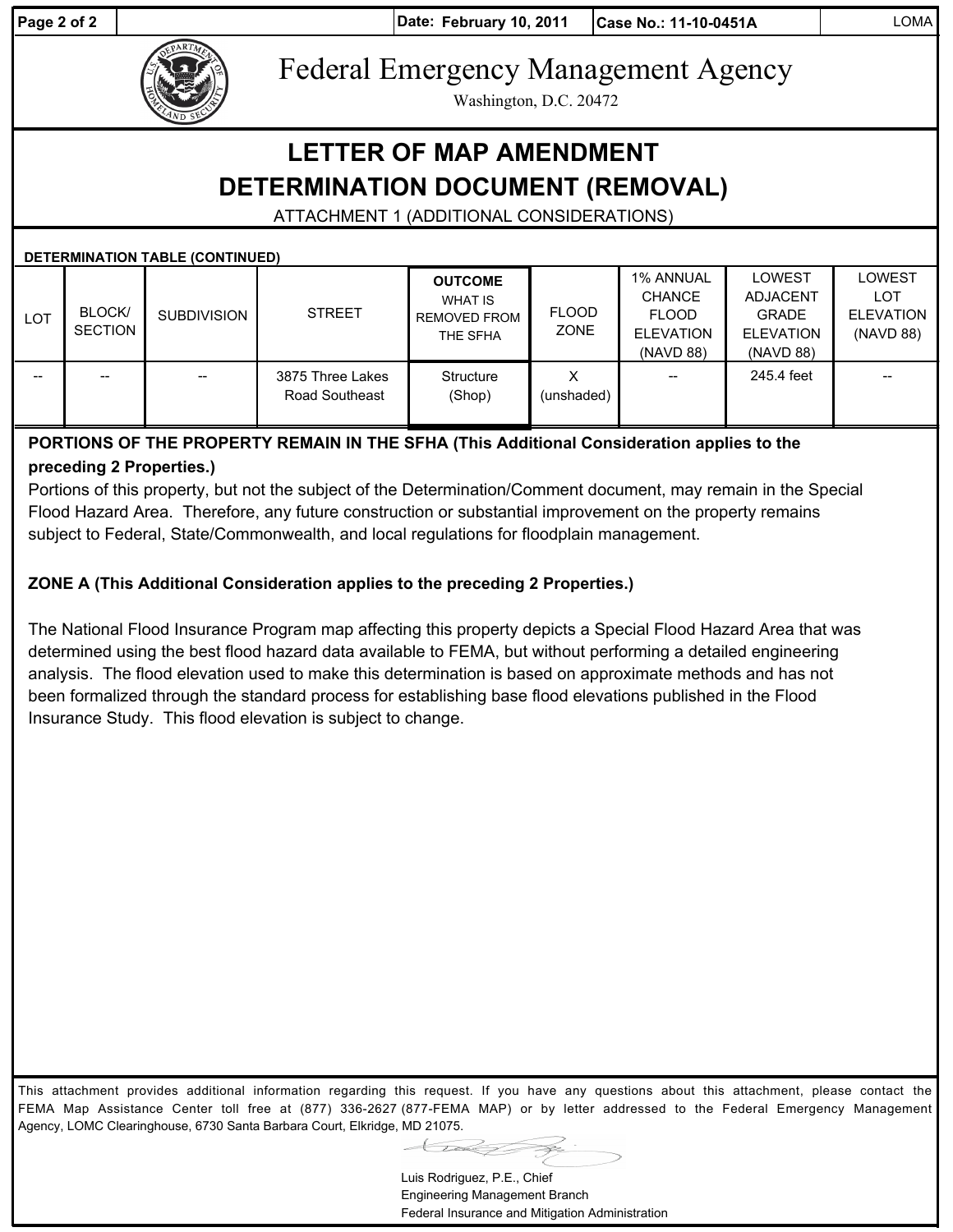Date: February 10, 2011 | Case No.: 11-10-0451A | LOMA

# Federal Emergency Management Agency

Washington, D.C. 20472

## LETTER OF MAP AMENDMENT DETERMINATION DOCUMENT (REMOVAL)

ATTACHMENT 1 (ADDITIONAL CONSIDERATIONS)

**DETERMINATION TABLE (CONTINUED)**

| LOT | BLOCK/ SECTION | SUBDIVISION | STREET | **OUTCOME** WHAT IS REMOVED FROM THE SFHA | FLOOD ZONE | 1% ANNUAL CHANCE FLOOD ELEVATION (NAVD 88) | LOWEST ADJACENT GRADE ELEVATION (NAVD 88) | LOWEST LOT ELEVATION (NAVD 88) |
|---|---|---|---|---|---|---|---|---|
| -- | -- | -- | 3875 Three Lakes Road Southeast | Structure (Shop) | X (unshaded) | -- | 245.4 feet | -- |

**PORTIONS OF THE PROPERTY REMAIN IN THE SFHA (This Additional Consideration applies to the preceding 2 Properties.)**

Portions of this property, but not the subject of the Determination/Comment document, may remain in the Special Flood Hazard Area. Therefore, any future construction or substantial improvement on the property remains subject to Federal, State/Commonwealth, and local regulations for floodplain management.

**ZONE A (This Additional Consideration applies to the preceding 2 Properties.)**

The National Flood Insurance Program map affecting this property depicts a Special Flood Hazard Area that was determined using the best flood hazard data available to FEMA, but without performing a detailed engineering analysis. The flood elevation used to make this determination is based on approximate methods and has not been formalized through the standard process for establishing base flood elevations published in the Flood Insurance Study. This flood elevation is subject to change.

This attachment provides additional information regarding this request. If you have any questions about this attachment, please contact the FEMA Map Assistance Center toll free at (877) 336-2627 (877-FEMA MAP) or by letter addressed to the Federal Emergency Management Agency, LOMC Clearinghouse, 6730 Santa Barbara Court, Elkridge, MD 21075.

Luis Rodriguez, P.E., Chief
Engineering Management Branch
Federal Insurance and Mitigation Administration